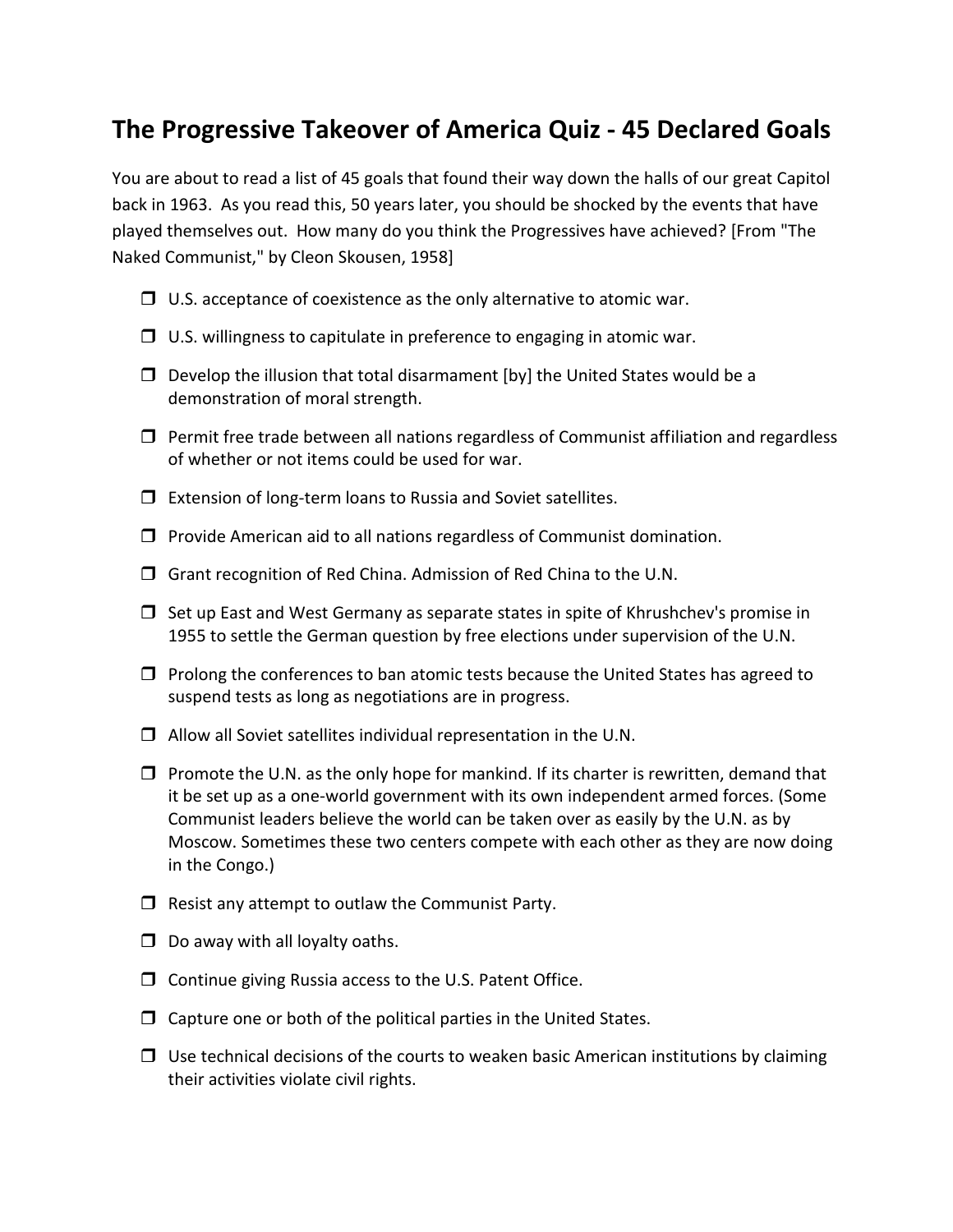# The Progressive Takeover of America Quiz - 45 Declared Goals

You are about to read a list of 45 goals that found their way down the halls of our great Capitol back in 1963. As you read this, 50 years later, you should be shocked by the events that have played themselves out. How many do you think the Progressives have achieved? [From "The Naked Communist," by Cleon Skousen, 1958]

- ❒ U.S. acceptance of coexistence as the only alternative to atomic war.
- ❒ U.S. willingness to capitulate in preference to engaging in atomic war.
- ❒ Develop the illusion that total disarmament [by] the United States would be a demonstration of moral strength.
- ❒ Permit free trade between all nations regardless of Communist affiliation and regardless of whether or not items could be used for war.
- ❒ Extension of long-term loans to Russia and Soviet satellites.
- ❒ Provide American aid to all nations regardless of Communist domination.
- ❒ Grant recognition of Red China. Admission of Red China to the U.N.
- ❒ Set up East and West Germany as separate states in spite of Khrushchev's promise in 1955 to settle the German question by free elections under supervision of the U.N.
- ❒ Prolong the conferences to ban atomic tests because the United States has agreed to suspend tests as long as negotiations are in progress.
- ❒ Allow all Soviet satellites individual representation in the U.N.
- ❒ Promote the U.N. as the only hope for mankind. If its charter is rewritten, demand that it be set up as a one-world government with its own independent armed forces. (Some Communist leaders believe the world can be taken over as easily by the U.N. as by Moscow. Sometimes these two centers compete with each other as they are now doing in the Congo.)
- ❒ Resist any attempt to outlaw the Communist Party.
- ❒ Do away with all loyalty oaths.
- ❒ Continue giving Russia access to the U.S. Patent Office.
- ❒ Capture one or both of the political parties in the United States.
- ❒ Use technical decisions of the courts to weaken basic American institutions by claiming their activities violate civil rights.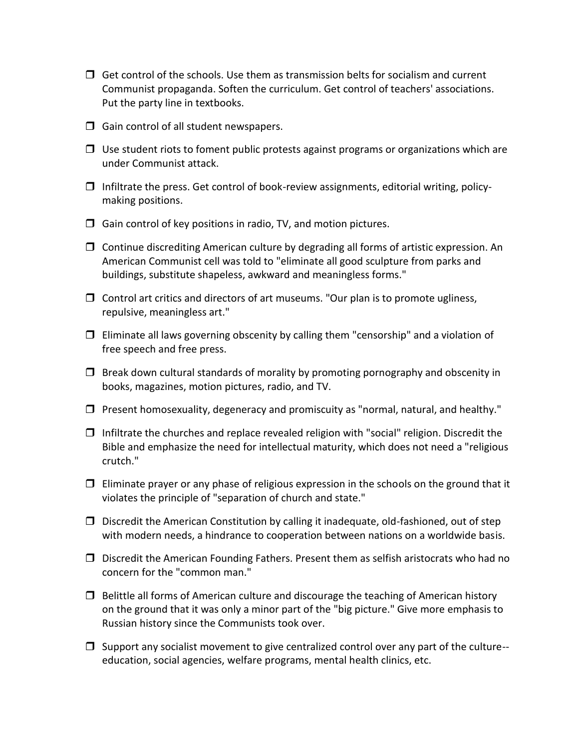- [ ] Get control of the schools. Use them as transmission belts for socialism and current Communist propaganda. Soften the curriculum. Get control of teachers' associations. Put the party line in textbooks.
- [ ] Gain control of all student newspapers.
- [ ] Use student riots to foment public protests against programs or organizations which are under Communist attack.
- [ ] Infiltrate the press. Get control of book-review assignments, editorial writing, policy-making positions.
- [ ] Gain control of key positions in radio, TV, and motion pictures.
- [ ] Continue discrediting American culture by degrading all forms of artistic expression. An American Communist cell was told to "eliminate all good sculpture from parks and buildings, substitute shapeless, awkward and meaningless forms."
- [ ] Control art critics and directors of art museums. "Our plan is to promote ugliness, repulsive, meaningless art."
- [ ] Eliminate all laws governing obscenity by calling them "censorship" and a violation of free speech and free press.
- [ ] Break down cultural standards of morality by promoting pornography and obscenity in books, magazines, motion pictures, radio, and TV.
- [ ] Present homosexuality, degeneracy and promiscuity as "normal, natural, and healthy."
- [ ] Infiltrate the churches and replace revealed religion with "social" religion. Discredit the Bible and emphasize the need for intellectual maturity, which does not need a "religious crutch."
- [ ] Eliminate prayer or any phase of religious expression in the schools on the ground that it violates the principle of "separation of church and state."
- [ ] Discredit the American Constitution by calling it inadequate, old-fashioned, out of step with modern needs, a hindrance to cooperation between nations on a worldwide basis.
- [ ] Discredit the American Founding Fathers. Present them as selfish aristocrats who had no concern for the "common man."
- [ ] Belittle all forms of American culture and discourage the teaching of American history on the ground that it was only a minor part of the "big picture." Give more emphasis to Russian history since the Communists took over.
- [ ] Support any socialist movement to give centralized control over any part of the culture--education, social agencies, welfare programs, mental health clinics, etc.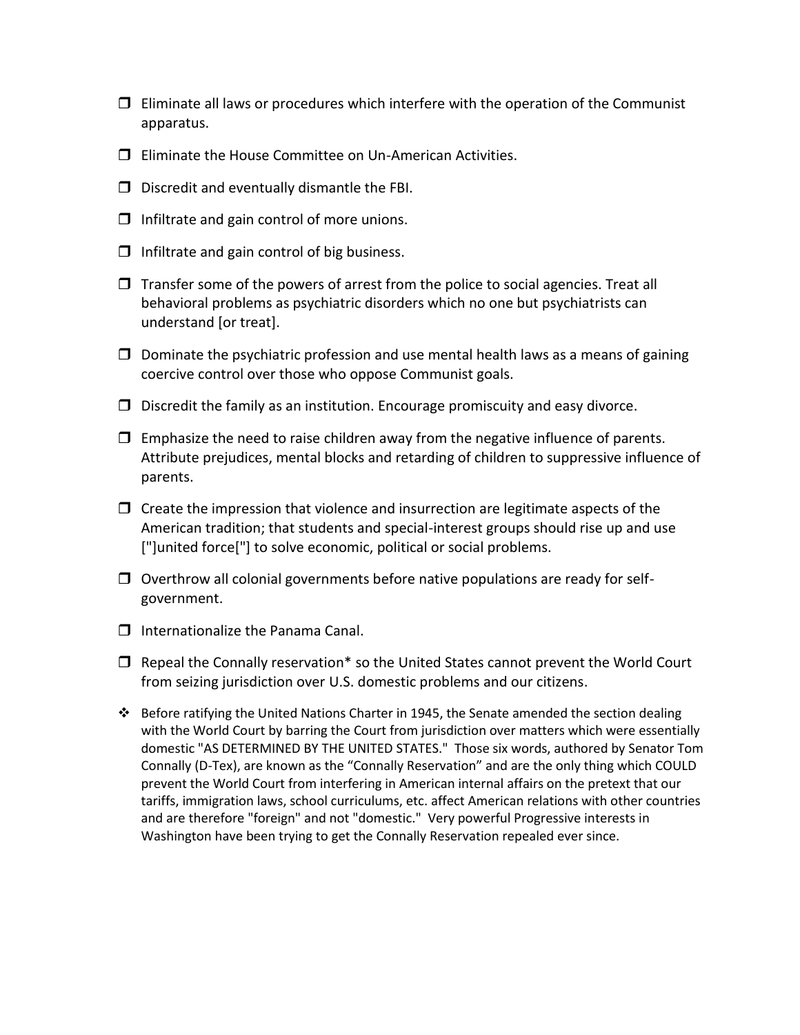- ☐ Eliminate all laws or procedures which interfere with the operation of the Communist apparatus.
- ☐ Eliminate the House Committee on Un-American Activities.
- ☐ Discredit and eventually dismantle the FBI.
- ☐ Infiltrate and gain control of more unions.
- ☐ Infiltrate and gain control of big business.
- ☐ Transfer some of the powers of arrest from the police to social agencies. Treat all behavioral problems as psychiatric disorders which no one but psychiatrists can understand [or treat].
- ☐ Dominate the psychiatric profession and use mental health laws as a means of gaining coercive control over those who oppose Communist goals.
- ☐ Discredit the family as an institution. Encourage promiscuity and easy divorce.
- ☐ Emphasize the need to raise children away from the negative influence of parents. Attribute prejudices, mental blocks and retarding of children to suppressive influence of parents.
- ☐ Create the impression that violence and insurrection are legitimate aspects of the American tradition; that students and special-interest groups should rise up and use ["]united force["] to solve economic, political or social problems.
- ☐ Overthrow all colonial governments before native populations are ready for self-government.
- ☐ Internationalize the Panama Canal.
- ☐ Repeal the Connally reservation* so the United States cannot prevent the World Court from seizing jurisdiction over U.S. domestic problems and our citizens.

❖ Before ratifying the United Nations Charter in 1945, the Senate amended the section dealing with the World Court by barring the Court from jurisdiction over matters which were essentially domestic "AS DETERMINED BY THE UNITED STATES." Those six words, authored by Senator Tom Connally (D-Tex), are known as the "Connally Reservation" and are the only thing which COULD prevent the World Court from interfering in American internal affairs on the pretext that our tariffs, immigration laws, school curriculums, etc. affect American relations with other countries and are therefore "foreign" and not "domestic." Very powerful Progressive interests in Washington have been trying to get the Connally Reservation repealed ever since.